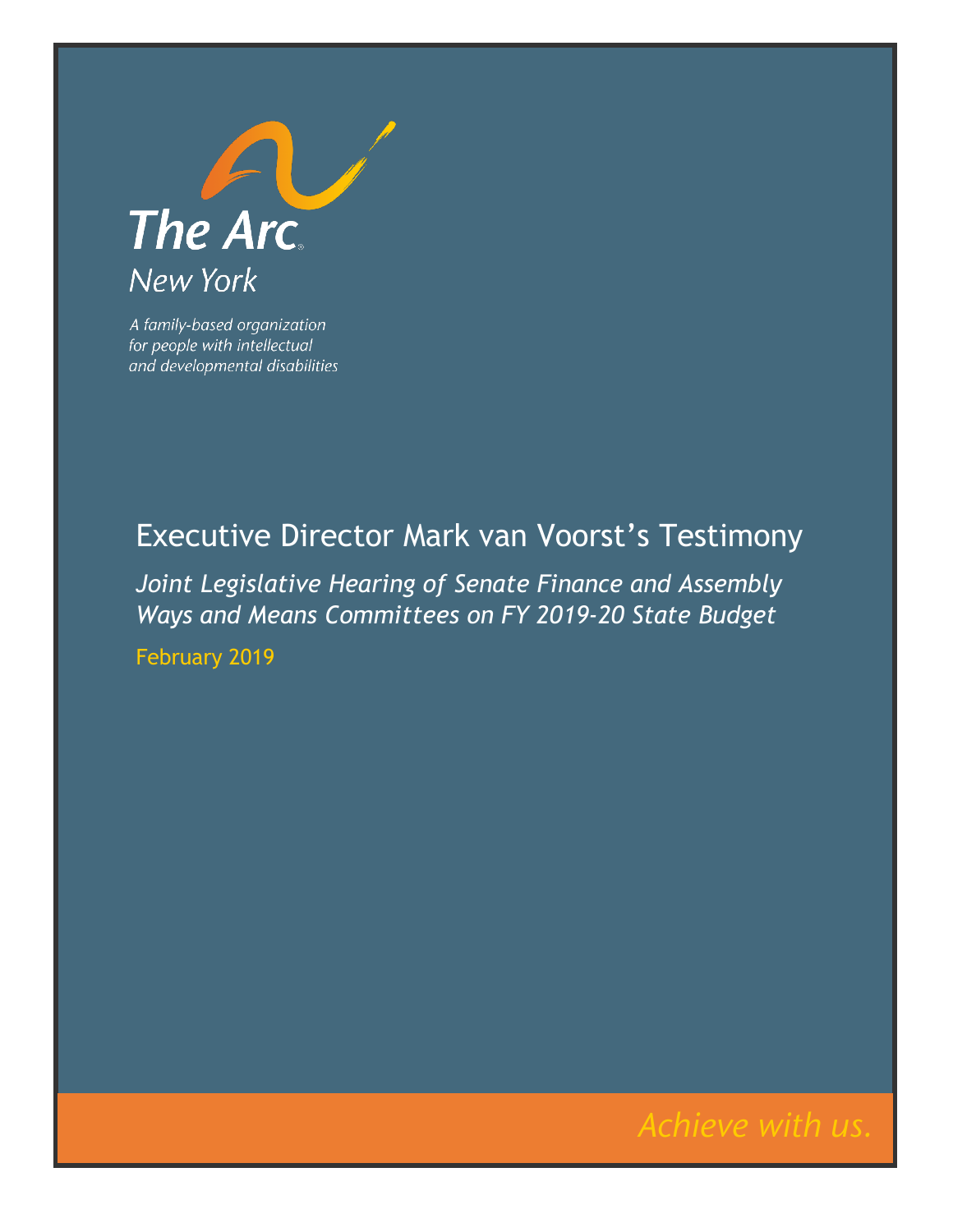The Arc
New York

*A family-based organization for people with intellectual and developmental disabilities*

# Executive Director Mark van Voorst's Testimony

*Joint Legislative Hearing of Senate Finance and Assembly Ways and Means Committees on FY 2019-20 State Budget*

February 2019

*Achieve with us.*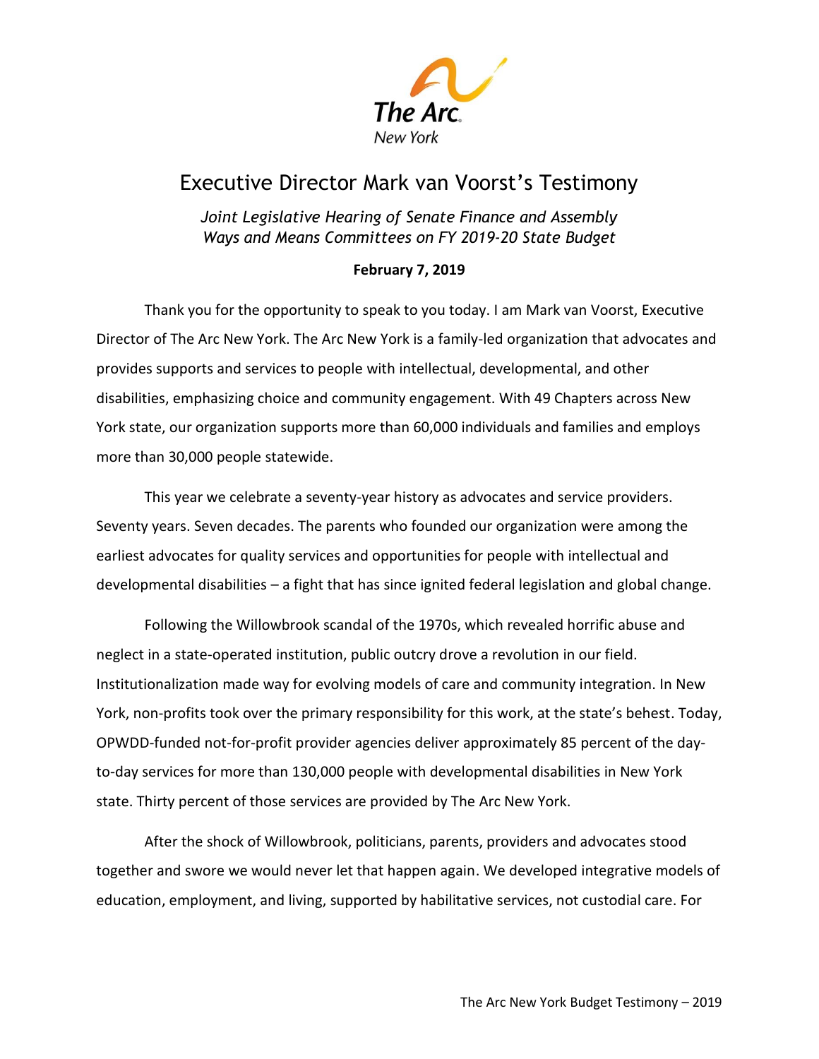# Executive Director Mark van Voorst's Testimony

*Joint Legislative Hearing of Senate Finance and Assembly Ways and Means Committees on FY 2019-20 State Budget*

**February 7, 2019**

Thank you for the opportunity to speak to you today. I am Mark van Voorst, Executive Director of The Arc New York. The Arc New York is a family-led organization that advocates and provides supports and services to people with intellectual, developmental, and other disabilities, emphasizing choice and community engagement. With 49 Chapters across New York state, our organization supports more than 60,000 individuals and families and employs more than 30,000 people statewide.

This year we celebrate a seventy-year history as advocates and service providers. Seventy years. Seven decades. The parents who founded our organization were among the earliest advocates for quality services and opportunities for people with intellectual and developmental disabilities – a fight that has since ignited federal legislation and global change.

Following the Willowbrook scandal of the 1970s, which revealed horrific abuse and neglect in a state-operated institution, public outcry drove a revolution in our field. Institutionalization made way for evolving models of care and community integration. In New York, non-profits took over the primary responsibility for this work, at the state's behest. Today, OPWDD-funded not-for-profit provider agencies deliver approximately 85 percent of the day-to-day services for more than 130,000 people with developmental disabilities in New York state. Thirty percent of those services are provided by The Arc New York.

After the shock of Willowbrook, politicians, parents, providers and advocates stood together and swore we would never let that happen again. We developed integrative models of education, employment, and living, supported by habilitative services, not custodial care. For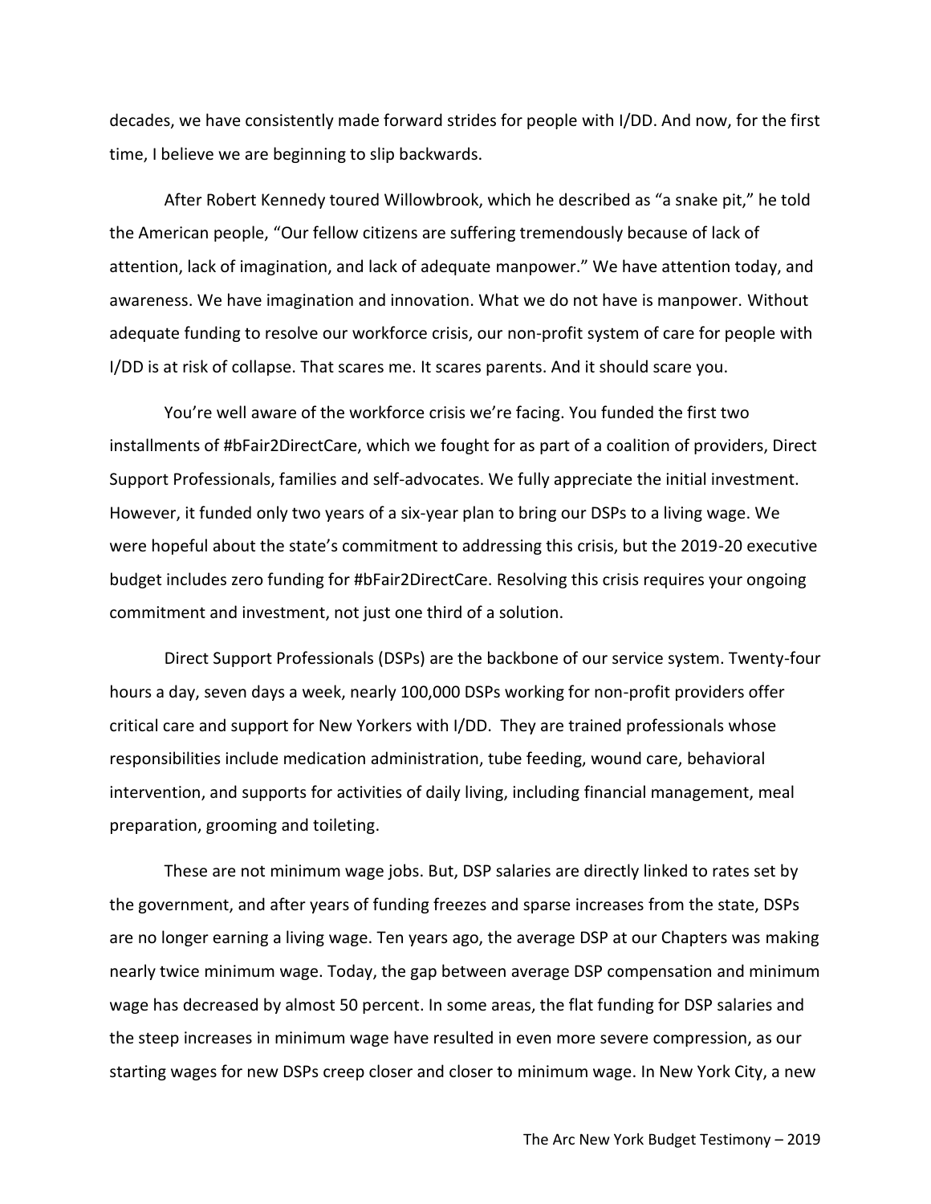decades, we have consistently made forward strides for people with I/DD. And now, for the first time, I believe we are beginning to slip backwards.

After Robert Kennedy toured Willowbrook, which he described as "a snake pit," he told the American people, "Our fellow citizens are suffering tremendously because of lack of attention, lack of imagination, and lack of adequate manpower." We have attention today, and awareness. We have imagination and innovation. What we do not have is manpower. Without adequate funding to resolve our workforce crisis, our non-profit system of care for people with I/DD is at risk of collapse. That scares me. It scares parents. And it should scare you.

You're well aware of the workforce crisis we're facing. You funded the first two installments of #bFair2DirectCare, which we fought for as part of a coalition of providers, Direct Support Professionals, families and self-advocates. We fully appreciate the initial investment. However, it funded only two years of a six-year plan to bring our DSPs to a living wage. We were hopeful about the state's commitment to addressing this crisis, but the 2019-20 executive budget includes zero funding for #bFair2DirectCare. Resolving this crisis requires your ongoing commitment and investment, not just one third of a solution.

Direct Support Professionals (DSPs) are the backbone of our service system. Twenty-four hours a day, seven days a week, nearly 100,000 DSPs working for non-profit providers offer critical care and support for New Yorkers with I/DD. They are trained professionals whose responsibilities include medication administration, tube feeding, wound care, behavioral intervention, and supports for activities of daily living, including financial management, meal preparation, grooming and toileting.

These are not minimum wage jobs. But, DSP salaries are directly linked to rates set by the government, and after years of funding freezes and sparse increases from the state, DSPs are no longer earning a living wage. Ten years ago, the average DSP at our Chapters was making nearly twice minimum wage. Today, the gap between average DSP compensation and minimum wage has decreased by almost 50 percent. In some areas, the flat funding for DSP salaries and the steep increases in minimum wage have resulted in even more severe compression, as our starting wages for new DSPs creep closer and closer to minimum wage. In New York City, a new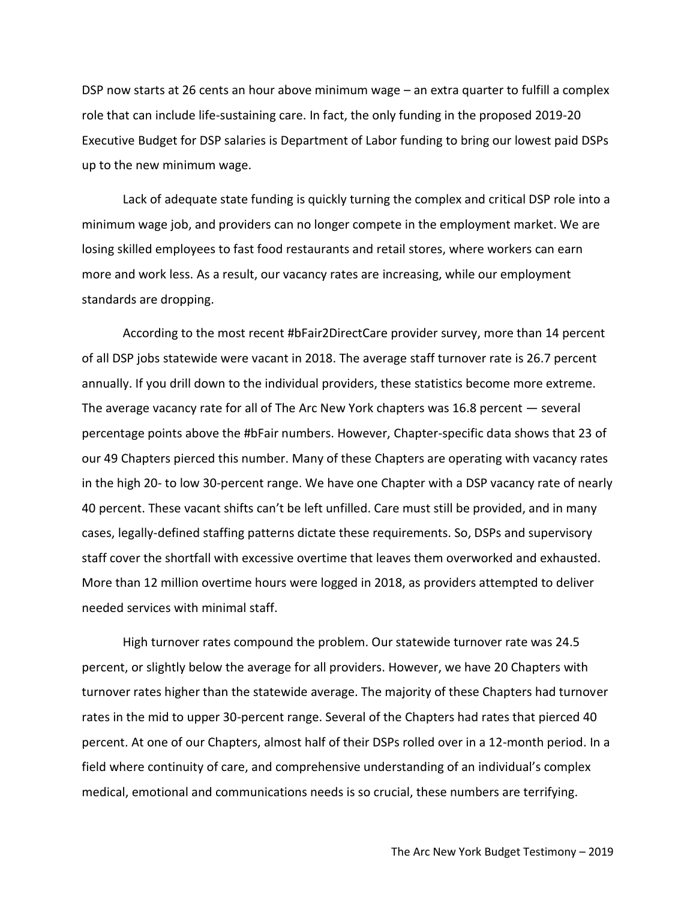DSP now starts at 26 cents an hour above minimum wage – an extra quarter to fulfill a complex role that can include life-sustaining care. In fact, the only funding in the proposed 2019-20 Executive Budget for DSP salaries is Department of Labor funding to bring our lowest paid DSPs up to the new minimum wage.

Lack of adequate state funding is quickly turning the complex and critical DSP role into a minimum wage job, and providers can no longer compete in the employment market. We are losing skilled employees to fast food restaurants and retail stores, where workers can earn more and work less. As a result, our vacancy rates are increasing, while our employment standards are dropping.

According to the most recent #bFair2DirectCare provider survey, more than 14 percent of all DSP jobs statewide were vacant in 2018. The average staff turnover rate is 26.7 percent annually. If you drill down to the individual providers, these statistics become more extreme. The average vacancy rate for all of The Arc New York chapters was 16.8 percent — several percentage points above the #bFair numbers. However, Chapter-specific data shows that 23 of our 49 Chapters pierced this number. Many of these Chapters are operating with vacancy rates in the high 20- to low 30-percent range. We have one Chapter with a DSP vacancy rate of nearly 40 percent. These vacant shifts can't be left unfilled. Care must still be provided, and in many cases, legally-defined staffing patterns dictate these requirements. So, DSPs and supervisory staff cover the shortfall with excessive overtime that leaves them overworked and exhausted. More than 12 million overtime hours were logged in 2018, as providers attempted to deliver needed services with minimal staff.

High turnover rates compound the problem. Our statewide turnover rate was 24.5 percent, or slightly below the average for all providers. However, we have 20 Chapters with turnover rates higher than the statewide average. The majority of these Chapters had turnover rates in the mid to upper 30-percent range. Several of the Chapters had rates that pierced 40 percent. At one of our Chapters, almost half of their DSPs rolled over in a 12-month period. In a field where continuity of care, and comprehensive understanding of an individual's complex medical, emotional and communications needs is so crucial, these numbers are terrifying.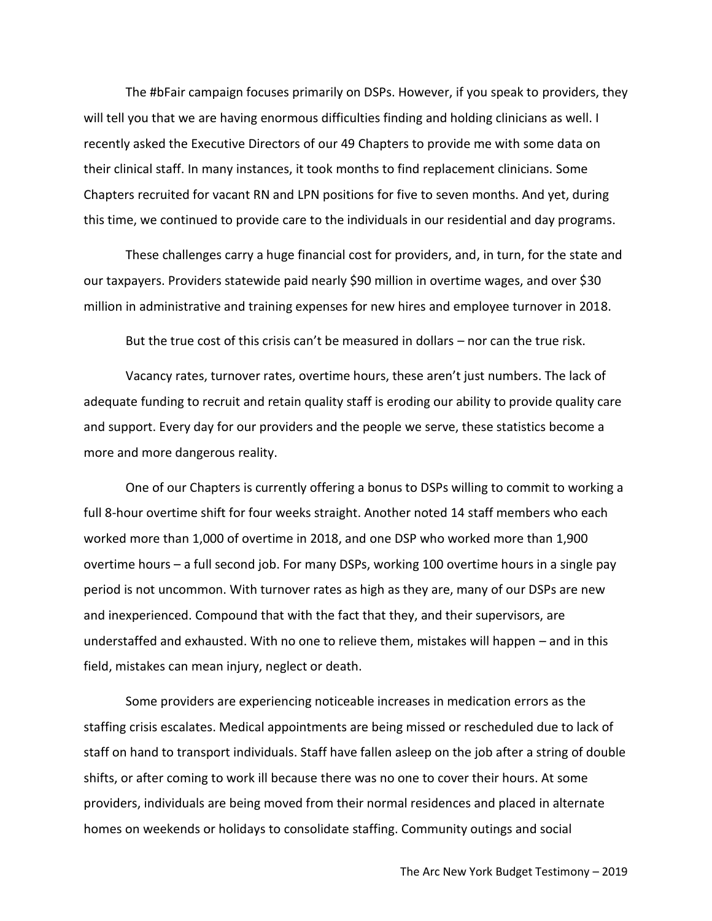The #bFair campaign focuses primarily on DSPs. However, if you speak to providers, they will tell you that we are having enormous difficulties finding and holding clinicians as well. I recently asked the Executive Directors of our 49 Chapters to provide me with some data on their clinical staff. In many instances, it took months to find replacement clinicians. Some Chapters recruited for vacant RN and LPN positions for five to seven months. And yet, during this time, we continued to provide care to the individuals in our residential and day programs.

These challenges carry a huge financial cost for providers, and, in turn, for the state and our taxpayers. Providers statewide paid nearly $90 million in overtime wages, and over $30 million in administrative and training expenses for new hires and employee turnover in 2018.

But the true cost of this crisis can't be measured in dollars – nor can the true risk.

Vacancy rates, turnover rates, overtime hours, these aren't just numbers. The lack of adequate funding to recruit and retain quality staff is eroding our ability to provide quality care and support. Every day for our providers and the people we serve, these statistics become a more and more dangerous reality.

One of our Chapters is currently offering a bonus to DSPs willing to commit to working a full 8-hour overtime shift for four weeks straight. Another noted 14 staff members who each worked more than 1,000 of overtime in 2018, and one DSP who worked more than 1,900 overtime hours – a full second job. For many DSPs, working 100 overtime hours in a single pay period is not uncommon. With turnover rates as high as they are, many of our DSPs are new and inexperienced. Compound that with the fact that they, and their supervisors, are understaffed and exhausted. With no one to relieve them, mistakes will happen – and in this field, mistakes can mean injury, neglect or death.

Some providers are experiencing noticeable increases in medication errors as the staffing crisis escalates. Medical appointments are being missed or rescheduled due to lack of staff on hand to transport individuals. Staff have fallen asleep on the job after a string of double shifts, or after coming to work ill because there was no one to cover their hours. At some providers, individuals are being moved from their normal residences and placed in alternate homes on weekends or holidays to consolidate staffing. Community outings and social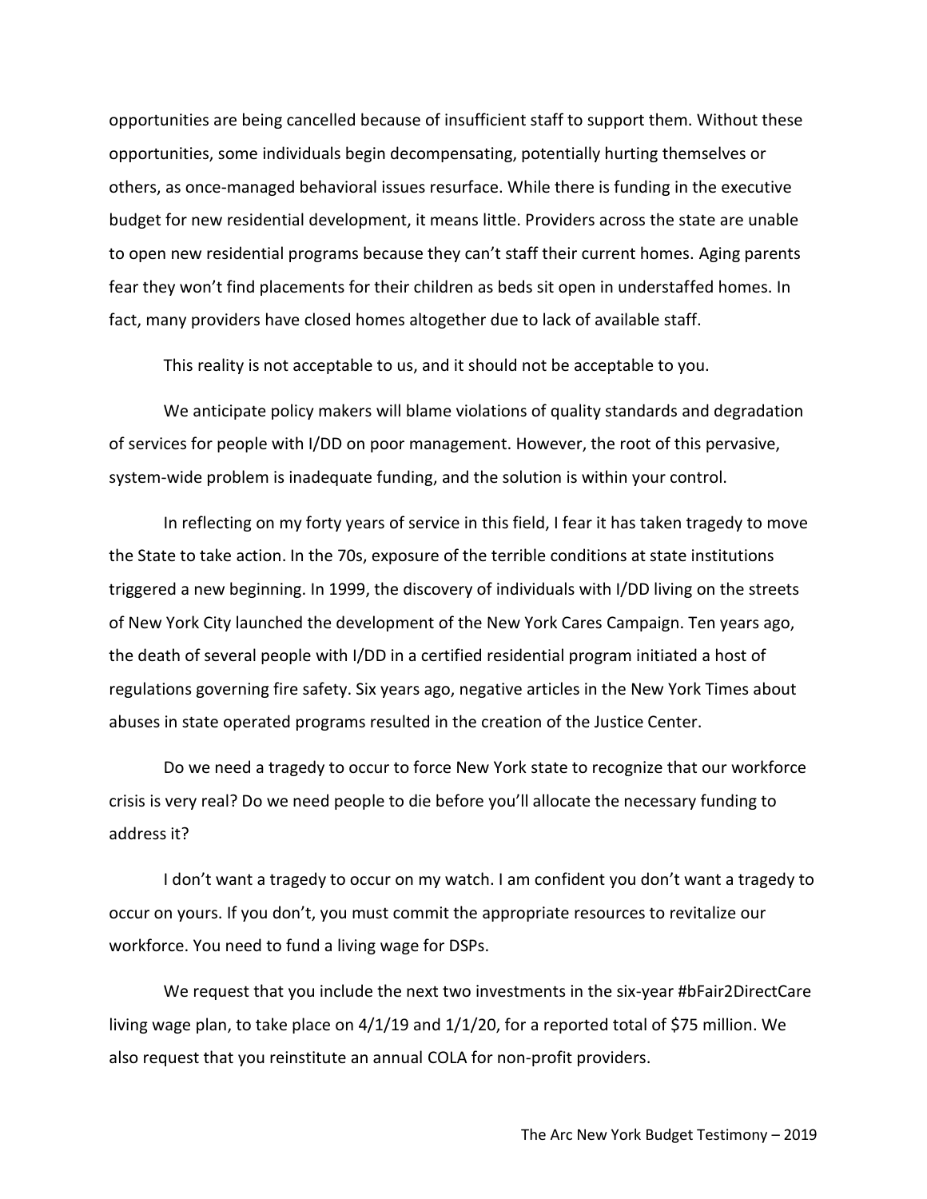opportunities are being cancelled because of insufficient staff to support them. Without these opportunities, some individuals begin decompensating, potentially hurting themselves or others, as once-managed behavioral issues resurface. While there is funding in the executive budget for new residential development, it means little. Providers across the state are unable to open new residential programs because they can't staff their current homes. Aging parents fear they won't find placements for their children as beds sit open in understaffed homes. In fact, many providers have closed homes altogether due to lack of available staff.

This reality is not acceptable to us, and it should not be acceptable to you.

We anticipate policy makers will blame violations of quality standards and degradation of services for people with I/DD on poor management. However, the root of this pervasive, system-wide problem is inadequate funding, and the solution is within your control.

In reflecting on my forty years of service in this field, I fear it has taken tragedy to move the State to take action. In the 70s, exposure of the terrible conditions at state institutions triggered a new beginning. In 1999, the discovery of individuals with I/DD living on the streets of New York City launched the development of the New York Cares Campaign. Ten years ago, the death of several people with I/DD in a certified residential program initiated a host of regulations governing fire safety. Six years ago, negative articles in the New York Times about abuses in state operated programs resulted in the creation of the Justice Center.

Do we need a tragedy to occur to force New York state to recognize that our workforce crisis is very real? Do we need people to die before you'll allocate the necessary funding to address it?

I don't want a tragedy to occur on my watch. I am confident you don't want a tragedy to occur on yours. If you don't, you must commit the appropriate resources to revitalize our workforce. You need to fund a living wage for DSPs.

We request that you include the next two investments in the six-year #bFair2DirectCare living wage plan, to take place on 4/1/19 and 1/1/20, for a reported total of $75 million. We also request that you reinstitute an annual COLA for non-profit providers.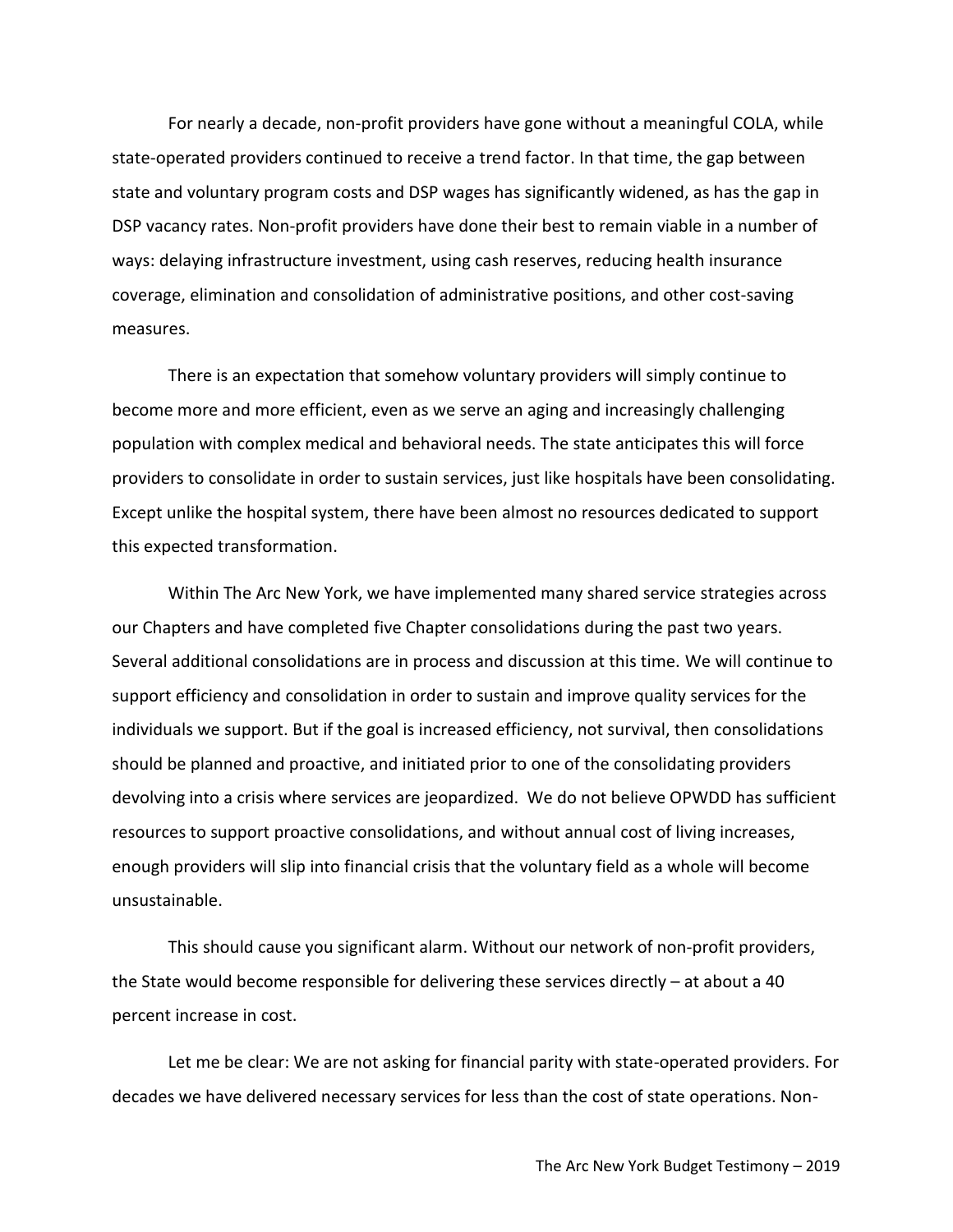For nearly a decade, non-profit providers have gone without a meaningful COLA, while state-operated providers continued to receive a trend factor. In that time, the gap between state and voluntary program costs and DSP wages has significantly widened, as has the gap in DSP vacancy rates. Non-profit providers have done their best to remain viable in a number of ways: delaying infrastructure investment, using cash reserves, reducing health insurance coverage, elimination and consolidation of administrative positions, and other cost-saving measures.

There is an expectation that somehow voluntary providers will simply continue to become more and more efficient, even as we serve an aging and increasingly challenging population with complex medical and behavioral needs. The state anticipates this will force providers to consolidate in order to sustain services, just like hospitals have been consolidating. Except unlike the hospital system, there have been almost no resources dedicated to support this expected transformation.

Within The Arc New York, we have implemented many shared service strategies across our Chapters and have completed five Chapter consolidations during the past two years. Several additional consolidations are in process and discussion at this time. We will continue to support efficiency and consolidation in order to sustain and improve quality services for the individuals we support. But if the goal is increased efficiency, not survival, then consolidations should be planned and proactive, and initiated prior to one of the consolidating providers devolving into a crisis where services are jeopardized. We do not believe OPWDD has sufficient resources to support proactive consolidations, and without annual cost of living increases, enough providers will slip into financial crisis that the voluntary field as a whole will become unsustainable.

This should cause you significant alarm. Without our network of non-profit providers, the State would become responsible for delivering these services directly – at about a 40 percent increase in cost.

Let me be clear: We are not asking for financial parity with state-operated providers. For decades we have delivered necessary services for less than the cost of state operations. Non-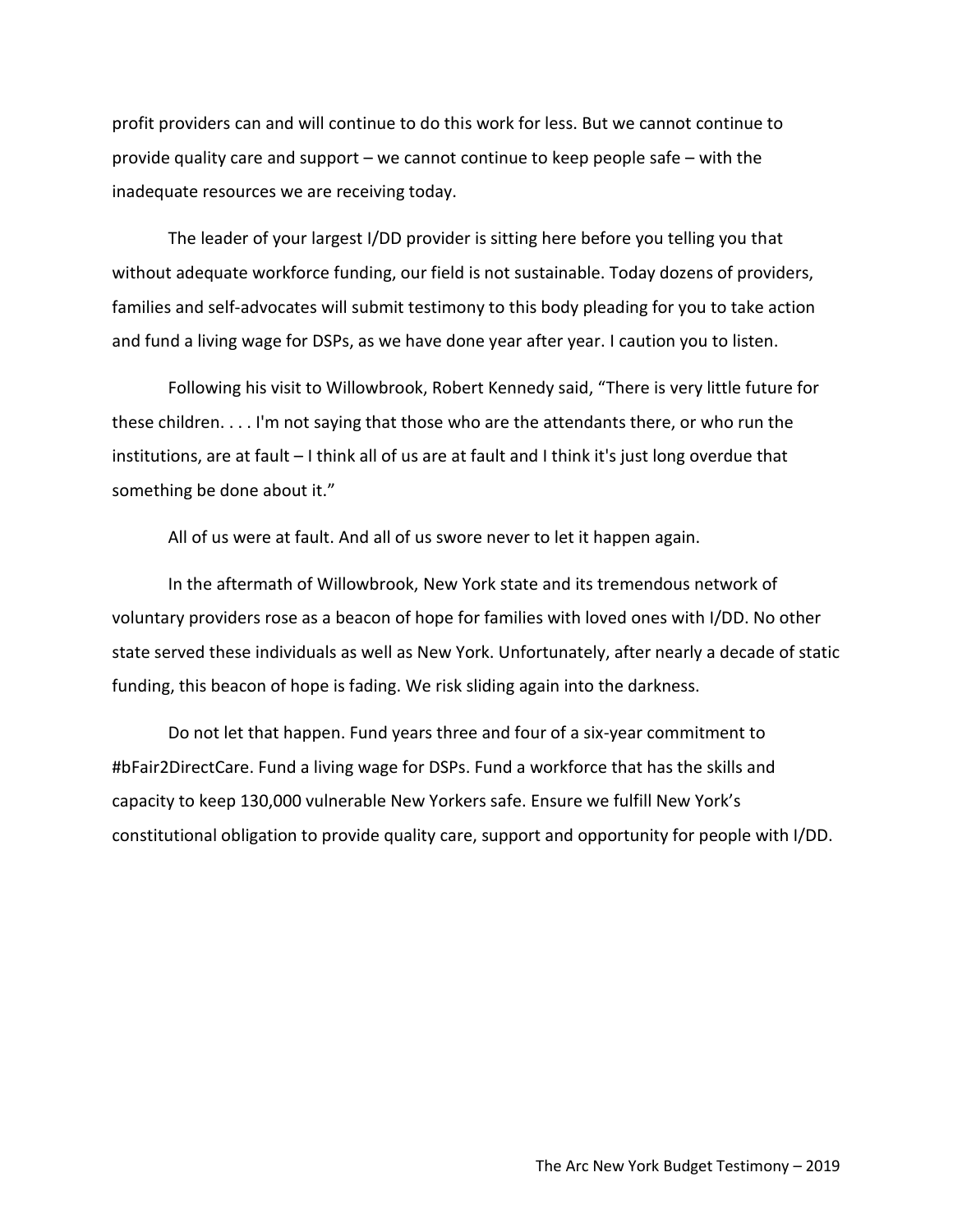profit providers can and will continue to do this work for less. But we cannot continue to provide quality care and support – we cannot continue to keep people safe – with the inadequate resources we are receiving today.

The leader of your largest I/DD provider is sitting here before you telling you that without adequate workforce funding, our field is not sustainable. Today dozens of providers, families and self-advocates will submit testimony to this body pleading for you to take action and fund a living wage for DSPs, as we have done year after year. I caution you to listen.

Following his visit to Willowbrook, Robert Kennedy said, "There is very little future for these children. . . . I'm not saying that those who are the attendants there, or who run the institutions, are at fault – I think all of us are at fault and I think it's just long overdue that something be done about it."

All of us were at fault. And all of us swore never to let it happen again.

In the aftermath of Willowbrook, New York state and its tremendous network of voluntary providers rose as a beacon of hope for families with loved ones with I/DD. No other state served these individuals as well as New York. Unfortunately, after nearly a decade of static funding, this beacon of hope is fading. We risk sliding again into the darkness.

Do not let that happen. Fund years three and four of a six-year commitment to #bFair2DirectCare. Fund a living wage for DSPs. Fund a workforce that has the skills and capacity to keep 130,000 vulnerable New Yorkers safe. Ensure we fulfill New York's constitutional obligation to provide quality care, support and opportunity for people with I/DD.